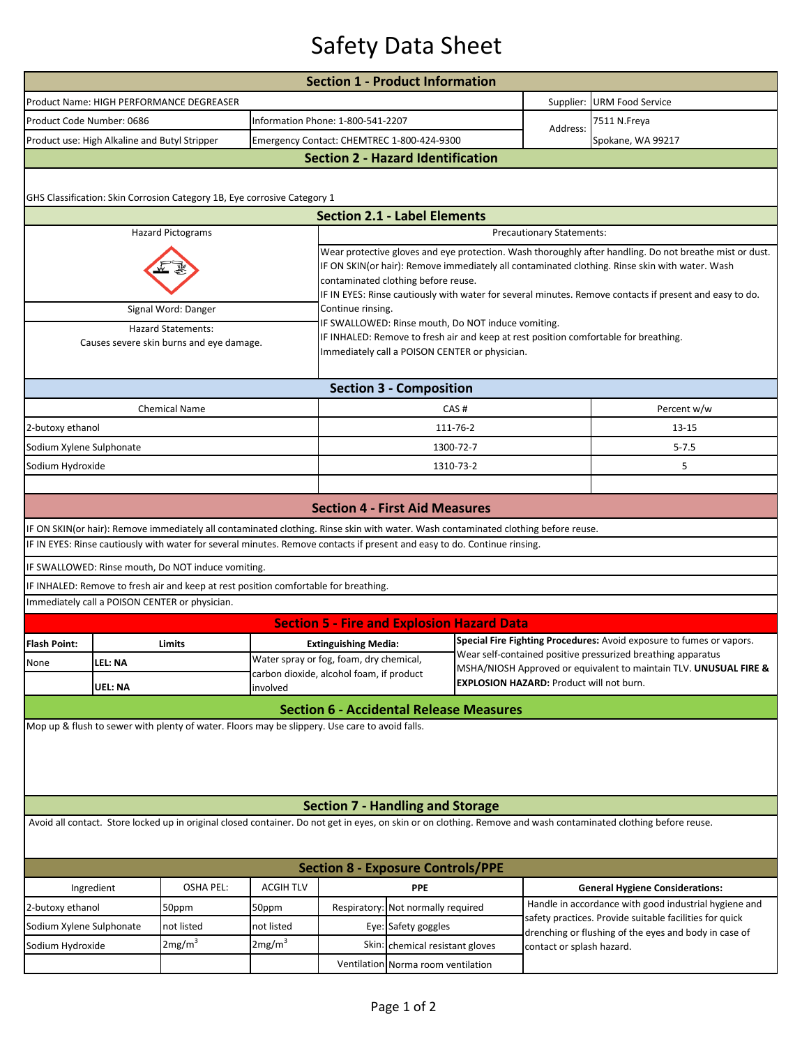# Safety Data Sheet

## Section 1 - Product Information

| | | | |
|---|---|---|---|
| Product Name: HIGH PERFORMANCE DEGREASER | | Supplier: | URM Food Service |
| Product Code Number: 0686 | Information Phone: 1-800-541-2207 | Address: | 7511 N.Freya |
| Product use: High Alkaline and Butyl Stripper | Emergency Contact: CHEMTREC 1-800-424-9300 | | Spokane, WA 99217 |

## Section 2 - Hazard Identification

GHS Classification: Skin Corrosion Category 1B, Eye corrosive Category 1

## Section 2.1 - Label Elements

**Hazard Pictograms**

**Signal Word:** Danger

**Hazard Statements:**
Causes severe skin burns and eye damage.

**Precautionary Statements:**

Wear protective gloves and eye protection. Wash thoroughly after handling. Do not breathe mist or dust.
IF ON SKIN(or hair): Remove immediately all contaminated clothing. Rinse skin with water. Wash contaminated clothing before reuse.
IF IN EYES: Rinse cautiously with water for several minutes. Remove contacts if present and easy to do. Continue rinsing.
IF SWALLOWED: Rinse mouth, Do NOT induce vomiting.
IF INHALED: Remove to fresh air and keep at rest position comfortable for breathing.
Immediately call a POISON CENTER or physician.

## Section 3 - Composition

| Chemical Name | CAS # | Percent w/w |
|---|---|---|
| 2-butoxy ethanol | 111-76-2 | 13-15 |
| Sodium Xylene Sulphonate | 1300-72-7 | 5-7.5 |
| Sodium Hydroxide | 1310-73-2 | 5 |

## Section 4 - First Aid Measures

IF ON SKIN(or hair): Remove immediately all contaminated clothing. Rinse skin with water. Wash contaminated clothing before reuse.
IF IN EYES: Rinse cautiously with water for several minutes. Remove contacts if present and easy to do. Continue rinsing.
IF SWALLOWED: Rinse mouth, Do NOT induce vomiting.
IF INHALED: Remove to fresh air and keep at rest position comfortable for breathing.
Immediately call a POISON CENTER or physician.

## Section 5 - Fire and Explosion Hazard Data

| Flash Point: | Limits | Extinguishing Media: |
|---|---|---|
| None | LEL: NA | Water spray or fog, foam, dry chemical, carbon dioxide, alcohol foam, if product involved |
| | UEL: NA | |

**Special Fire Fighting Procedures:** Avoid exposure to fumes or vapors. Wear self-contained positive pressurized breathing apparatus MSHA/NIOSH Approved or equivalent to maintain TLV. **UNUSUAL FIRE & EXPLOSION HAZARD:** Product will not burn.

## Section 6 - Accidental Release Measures

Mop up & flush to sewer with plenty of water. Floors may be slippery. Use care to avoid falls.

## Section 7 - Handling and Storage

Avoid all contact. Store locked up in original closed container. Do not get in eyes, on skin or on clothing. Remove and wash contaminated clothing before reuse.

## Section 8 - Exposure Controls/PPE

| Ingredient | OSHA PEL: | ACGIH TLV | PPE | |
|---|---|---|---|---|
| 2-butoxy ethanol | 50ppm | 50ppm | Respiratory: | Not normally required |
| Sodium Xylene Sulphonate | not listed | not listed | Eye: | Safety goggles |
| Sodium Hydroxide | 2mg/m$^3$ | 2mg/m$^3$ | Skin: | chemical resistant gloves |
| | | | Ventilation | Norma room ventilation |

**General Hygiene Considerations:**
Handle in accordance with good industrial hygiene and safety practices. Provide suitable facilities for quick drenching or flushing of the eyes and body in case of contact or splash hazard.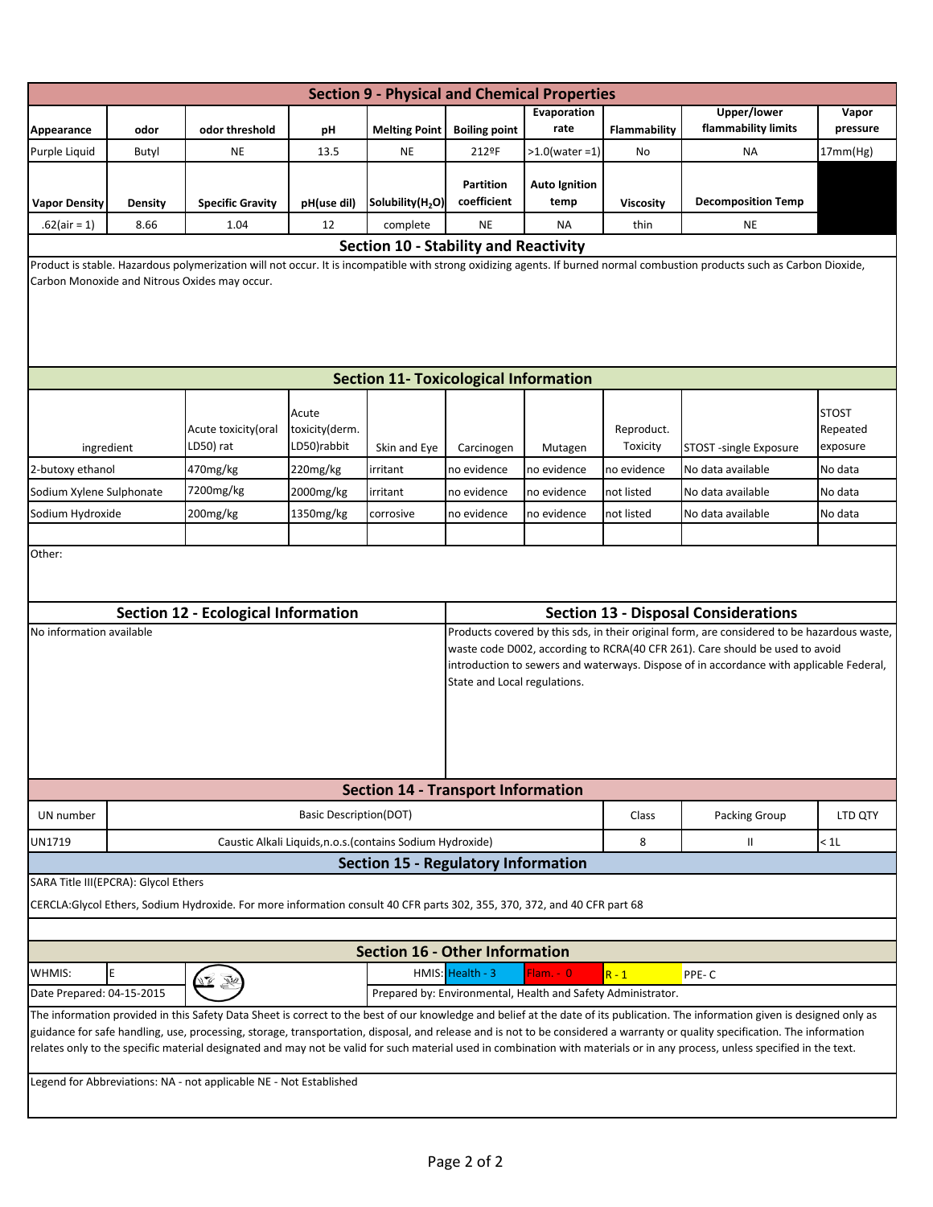## Section 9 - Physical and Chemical Properties

| Appearance | odor | odor threshold | pH | Melting Point | Boiling point | Evaporation rate | Flammability | Upper/lower flammability limits | Vapor pressure |
|---|---|---|---|---|---|---|---|---|---|
| Purple Liquid | Butyl | NE | 13.5 | NE | 212ºF | >1.0(water =1) | No | NA | 17mm(Hg) |
| **Vapor Density** | **Density** | **Specific Gravity** | **pH(use dil)** | **Solubility($H_2O$)** | **Partition coefficient** | **Auto Ignition temp** | **Viscosity** | **Decomposition Temp** | |
| .62(air = 1) | 8.66 | 1.04 | 12 | complete | NE | NA | thin | NE | |

## Section 10 - Stability and Reactivity

Product is stable. Hazardous polymerization will not occur. It is incompatible with strong oxidizing agents. If burned normal combustion products such as Carbon Dioxide, Carbon Monoxide and Nitrous Oxides may occur.

## Section 11- Toxicological Information

| ingredient | Acute toxicity(oral LD50) rat | Acute toxicity(derm. LD50)rabbit | Skin and Eye | Carcinogen | Mutagen | Reproduct. Toxicity | STOST -single Exposure | STOST Repeated exposure |
|---|---|---|---|---|---|---|---|---|
| 2-butoxy ethanol | 470mg/kg | 220mg/kg | irritant | no evidence | no evidence | no evidence | No data available | No data |
| Sodium Xylene Sulphonate | 7200mg/kg | 2000mg/kg | irritant | no evidence | no evidence | not listed | No data available | No data |
| Sodium Hydroxide | 200mg/kg | 1350mg/kg | corrosive | no evidence | no evidence | not listed | No data available | No data |

Other:

## Section 12 - Ecological Information

No information available

## Section 13 - Disposal Considerations

Products covered by this sds, in their original form, are considered to be hazardous waste, waste code D002, according to RCRA(40 CFR 261). Care should be used to avoid introduction to sewers and waterways. Dispose of in accordance with applicable Federal, State and Local regulations.

## Section 14 - Transport Information

| UN number | Basic Description(DOT) | Class | Packing Group | LTD QTY |
|---|---|---|---|---|
| UN1719 | Caustic Alkali Liquids,n.o.s.(contains Sodium Hydroxide) | 8 | II | < 1L |

## Section 15 - Regulatory Information

SARA Title III(EPCRA): Glycol Ethers

CERCLA:Glycol Ethers, Sodium Hydroxide. For more information consult 40 CFR parts 302, 355, 370, 372, and 40 CFR part 68

## Section 16 - Other Information

| | | | | | | |
|---|---|---|---|---|---|---|
| WHMIS: | E | HMIS: | Health - 3 | Flam. - 0 | R - 1 | PPE- C |
| Date Prepared: 04-15-2015 | | Prepared by: Environmental, Health and Safety Administrator. | | | | |

The information provided in this Safety Data Sheet is correct to the best of our knowledge and belief at the date of its publication. The information given is designed only as guidance for safe handling, use, processing, storage, transportation, disposal, and release and is not to be considered a warranty or quality specification. The information relates only to the specific material designated and may not be valid for such material used in combination with materials or in any process, unless specified in the text.

Legend for Abbreviations: NA - not applicable NE - Not Established